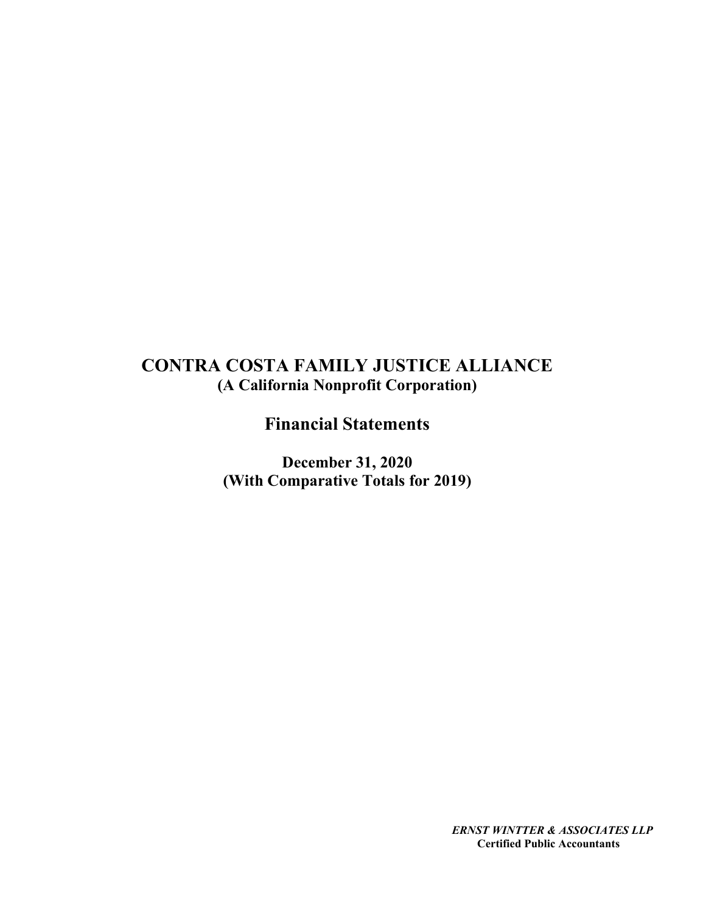# CONTRA COSTA FAMILY JUSTICE ALLIANCE

**(A California Nonprofit Corporation)**

## Financial Statements

**December 31, 2020**
**(With Comparative Totals for 2019)**

***ERNST WINTTER & ASSOCIATES LLP***
**Certified Public Accountants**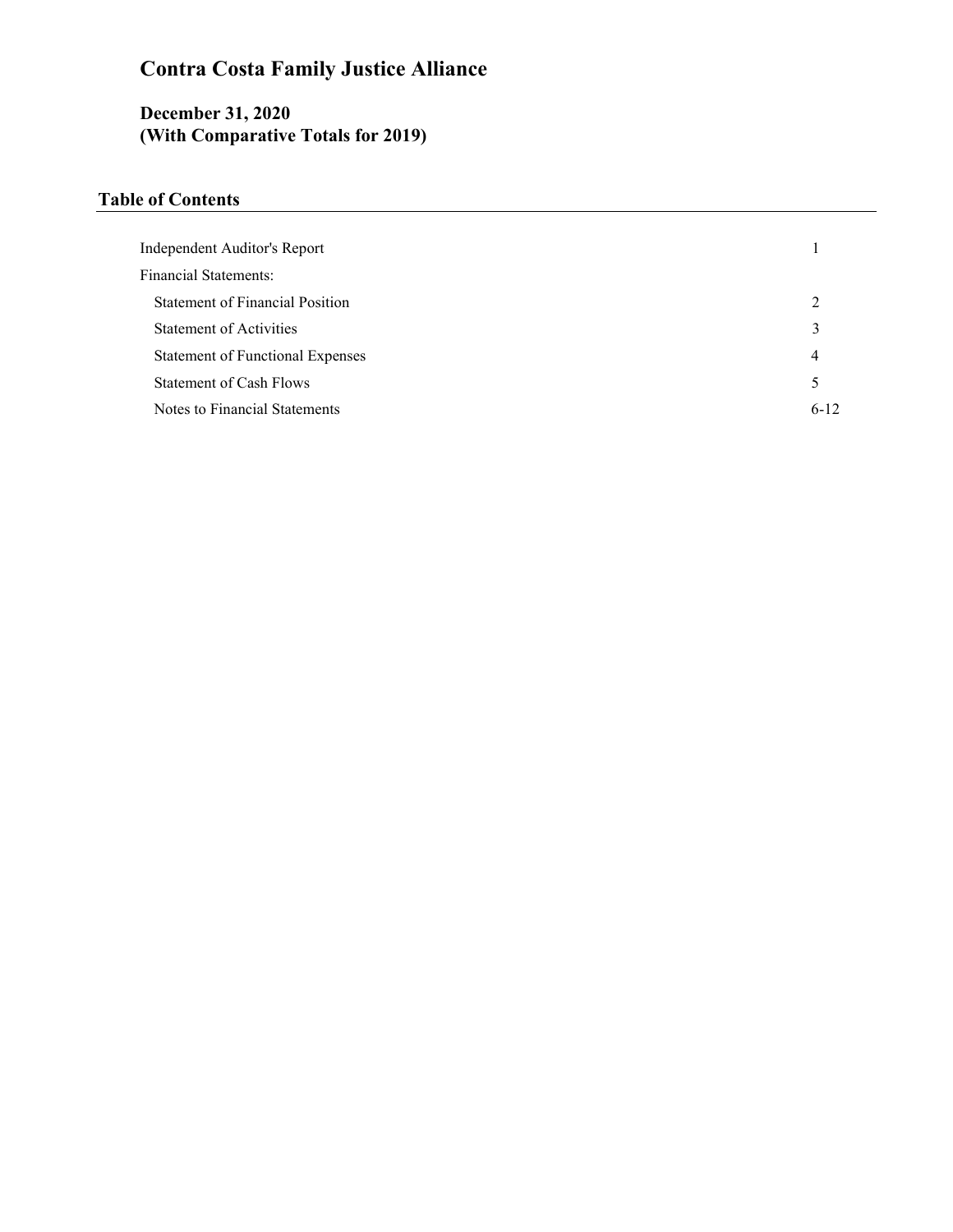# Contra Costa Family Justice Alliance

## December 31, 2020
## (With Comparative Totals for 2019)

### Table of Contents

| | |
|---|---|
| Independent Auditor's Report | 1 |
| Financial Statements: | |
| Statement of Financial Position | 2 |
| Statement of Activities | 3 |
| Statement of Functional Expenses | 4 |
| Statement of Cash Flows | 5 |
| Notes to Financial Statements | 6-12 |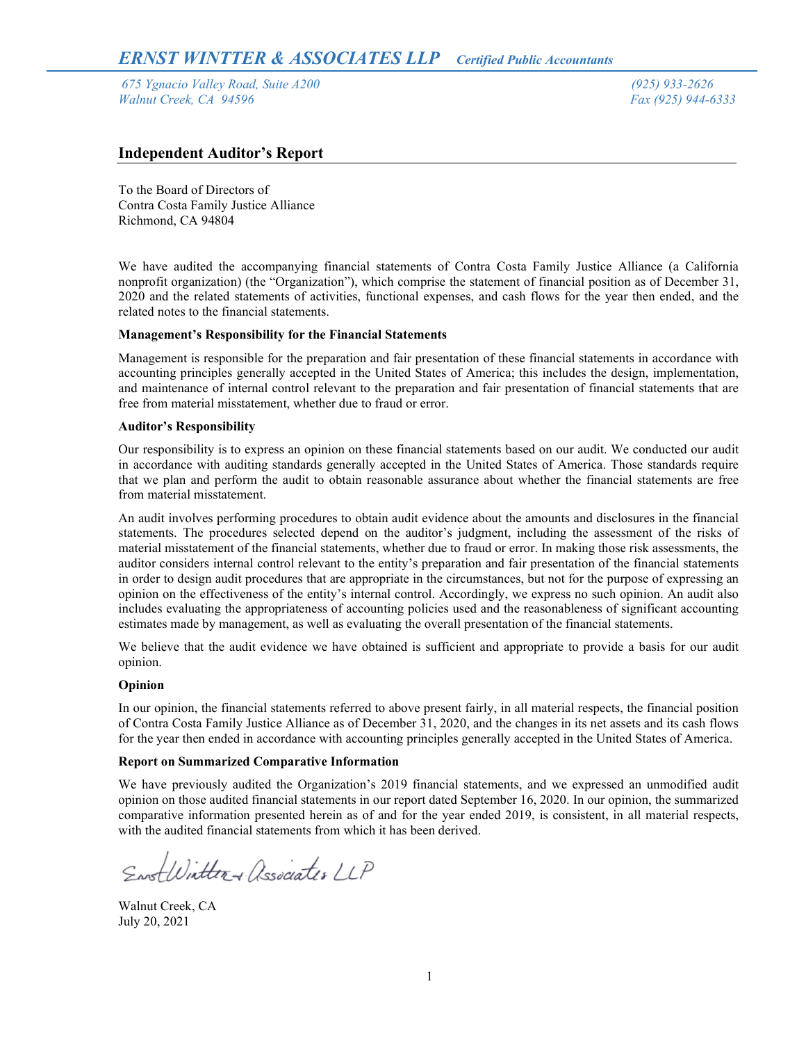*ERNST WINTTER & ASSOCIATES LLP* *Certified Public Accountants*

*675 Ygnacio Valley Road, Suite A200*
*Walnut Creek, CA 94596*

*(925) 933-2626*
*Fax (925) 944-6333*

## Independent Auditor's Report

To the Board of Directors of
Contra Costa Family Justice Alliance
Richmond, CA 94804

We have audited the accompanying financial statements of Contra Costa Family Justice Alliance (a California nonprofit organization) (the "Organization"), which comprise the statement of financial position as of December 31, 2020 and the related statements of activities, functional expenses, and cash flows for the year then ended, and the related notes to the financial statements.

**Management's Responsibility for the Financial Statements**

Management is responsible for the preparation and fair presentation of these financial statements in accordance with accounting principles generally accepted in the United States of America; this includes the design, implementation, and maintenance of internal control relevant to the preparation and fair presentation of financial statements that are free from material misstatement, whether due to fraud or error.

**Auditor's Responsibility**

Our responsibility is to express an opinion on these financial statements based on our audit. We conducted our audit in accordance with auditing standards generally accepted in the United States of America. Those standards require that we plan and perform the audit to obtain reasonable assurance about whether the financial statements are free from material misstatement.

An audit involves performing procedures to obtain audit evidence about the amounts and disclosures in the financial statements. The procedures selected depend on the auditor's judgment, including the assessment of the risks of material misstatement of the financial statements, whether due to fraud or error. In making those risk assessments, the auditor considers internal control relevant to the entity's preparation and fair presentation of the financial statements in order to design audit procedures that are appropriate in the circumstances, but not for the purpose of expressing an opinion on the effectiveness of the entity's internal control. Accordingly, we express no such opinion. An audit also includes evaluating the appropriateness of accounting policies used and the reasonableness of significant accounting estimates made by management, as well as evaluating the overall presentation of the financial statements.

We believe that the audit evidence we have obtained is sufficient and appropriate to provide a basis for our audit opinion.

**Opinion**

In our opinion, the financial statements referred to above present fairly, in all material respects, the financial position of Contra Costa Family Justice Alliance as of December 31, 2020, and the changes in its net assets and its cash flows for the year then ended in accordance with accounting principles generally accepted in the United States of America.

**Report on Summarized Comparative Information**

We have previously audited the Organization's 2019 financial statements, and we expressed an unmodified audit opinion on those audited financial statements in our report dated September 16, 2020. In our opinion, the summarized comparative information presented herein as of and for the year ended 2019, is consistent, in all material respects, with the audited financial statements from which it has been derived.

Ernst Wintter & Associates LLP

Walnut Creek, CA
July 20, 2021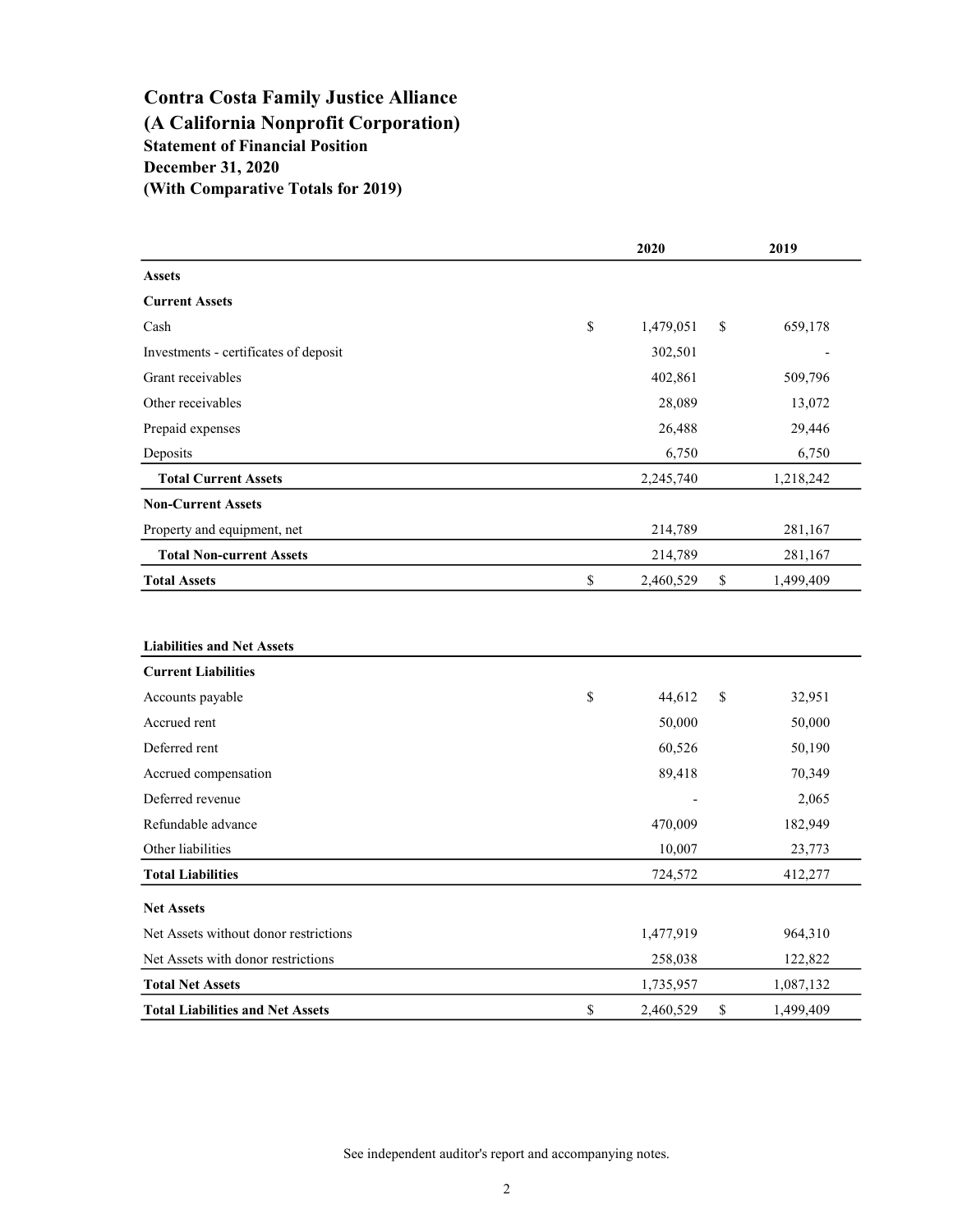# Contra Costa Family Justice Alliance
# (A California Nonprofit Corporation)
### Statement of Financial Position
### December 31, 2020
### (With Comparative Totals for 2019)

| | 2020 | 2019 |
|---|---|---|
| **Assets** | | |
| **Current Assets** | | |
| Cash | $ 1,479,051 | $ 659,178 |
| Investments - certificates of deposit | 302,501 | - |
| Grant receivables | 402,861 | 509,796 |
| Other receivables | 28,089 | 13,072 |
| Prepaid expenses | 26,488 | 29,446 |
| Deposits | 6,750 | 6,750 |
| **Total Current Assets** | 2,245,740 | 1,218,242 |
| **Non-Current Assets** | | |
| Property and equipment, net | 214,789 | 281,167 |
| **Total Non-current Assets** | 214,789 | 281,167 |
| **Total Assets** | $ 2,460,529 | $ 1,499,409 |

| | 2020 | 2019 |
|---|---|---|
| **Liabilities and Net Assets** | | |
| **Current Liabilities** | | |
| Accounts payable | $ 44,612 | $ 32,951 |
| Accrued rent | 50,000 | 50,000 |
| Deferred rent | 60,526 | 50,190 |
| Accrued compensation | 89,418 | 70,349 |
| Deferred revenue | - | 2,065 |
| Refundable advance | 470,009 | 182,949 |
| Other liabilities | 10,007 | 23,773 |
| **Total Liabilities** | 724,572 | 412,277 |
| **Net Assets** | | |
| Net Assets without donor restrictions | 1,477,919 | 964,310 |
| Net Assets with donor restrictions | 258,038 | 122,822 |
| **Total Net Assets** | 1,735,957 | 1,087,132 |
| **Total Liabilities and Net Assets** | $ 2,460,529 | $ 1,499,409 |

See independent auditor's report and accompanying notes.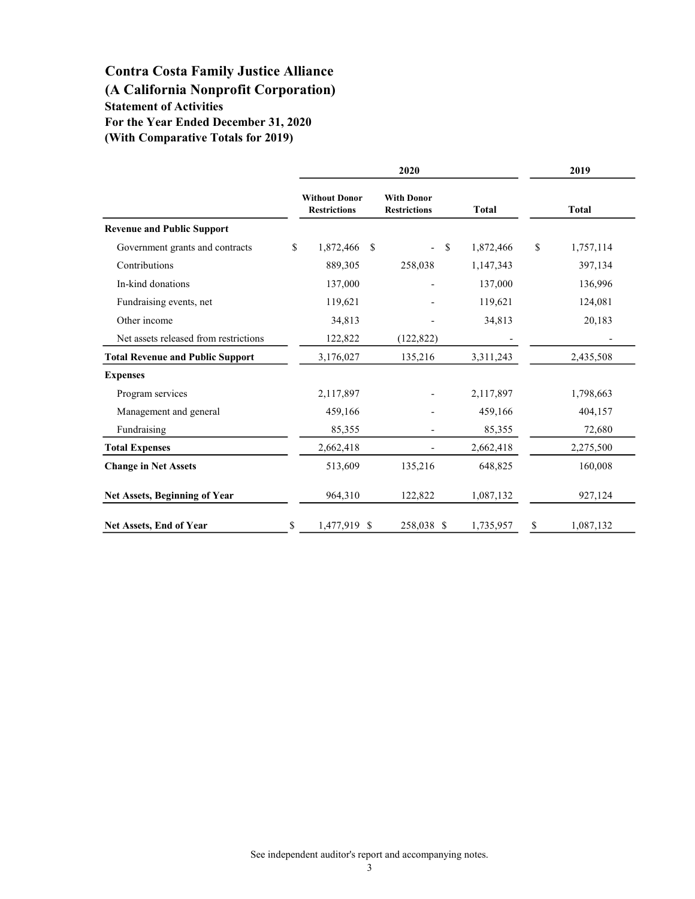# Contra Costa Family Justice Alliance
## (A California Nonprofit Corporation)
### Statement of Activities
### For the Year Ended December 31, 2020
### (With Comparative Totals for 2019)

| | 2020 | | | 2019 |
|---|---|---|---|---|
| | Without Donor Restrictions | With Donor Restrictions | Total | Total |
| **Revenue and Public Support** | | | | |
| Government grants and contracts | $ 1,872,466 | $ - | $ 1,872,466 | $ 1,757,114 |
| Contributions | 889,305 | 258,038 | 1,147,343 | 397,134 |
| In-kind donations | 137,000 | - | 137,000 | 136,996 |
| Fundraising events, net | 119,621 | - | 119,621 | 124,081 |
| Other income | 34,813 | - | 34,813 | 20,183 |
| Net assets released from restrictions | 122,822 | (122,822) | - | - |
| **Total Revenue and Public Support** | 3,176,027 | 135,216 | 3,311,243 | 2,435,508 |
| **Expenses** | | | | |
| Program services | 2,117,897 | - | 2,117,897 | 1,798,663 |
| Management and general | 459,166 | - | 459,166 | 404,157 |
| Fundraising | 85,355 | - | 85,355 | 72,680 |
| **Total Expenses** | 2,662,418 | - | 2,662,418 | 2,275,500 |
| **Change in Net Assets** | 513,609 | 135,216 | 648,825 | 160,008 |
| **Net Assets, Beginning of Year** | 964,310 | 122,822 | 1,087,132 | 927,124 |
| **Net Assets, End of Year** | $ 1,477,919 | $ 258,038 | $ 1,735,957 | $ 1,087,132 |

See independent auditor's report and accompanying notes.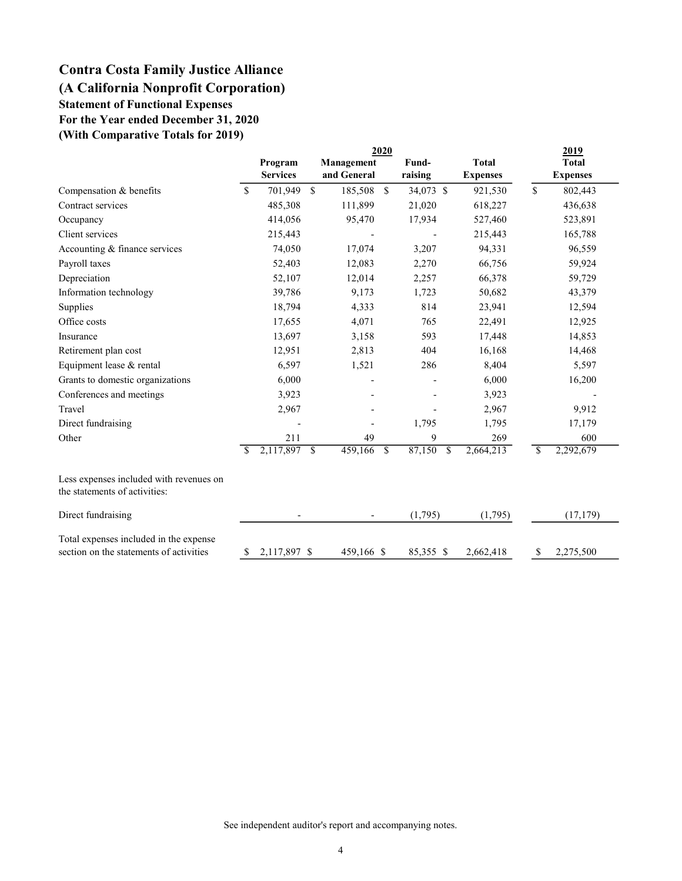# Contra Costa Family Justice Alliance
# (A California Nonprofit Corporation)
### Statement of Functional Expenses
### For the Year ended December 31, 2020
### (With Comparative Totals for 2019)

| | 2020 | | | | 2019 |
|---|---|---|---|---|---|
| | Program Services | Management and General | Fund-raising | Total Expenses | Total Expenses |
| Compensation & benefits | $ 701,949 | $ 185,508 | $ 34,073 | $ 921,530 | $ 802,443 |
| Contract services | 485,308 | 111,899 | 21,020 | 618,227 | 436,638 |
| Occupancy | 414,056 | 95,470 | 17,934 | 527,460 | 523,891 |
| Client services | 215,443 | - | - | 215,443 | 165,788 |
| Accounting & finance services | 74,050 | 17,074 | 3,207 | 94,331 | 96,559 |
| Payroll taxes | 52,403 | 12,083 | 2,270 | 66,756 | 59,924 |
| Depreciation | 52,107 | 12,014 | 2,257 | 66,378 | 59,729 |
| Information technology | 39,786 | 9,173 | 1,723 | 50,682 | 43,379 |
| Supplies | 18,794 | 4,333 | 814 | 23,941 | 12,594 |
| Office costs | 17,655 | 4,071 | 765 | 22,491 | 12,925 |
| Insurance | 13,697 | 3,158 | 593 | 17,448 | 14,853 |
| Retirement plan cost | 12,951 | 2,813 | 404 | 16,168 | 14,468 |
| Equipment lease & rental | 6,597 | 1,521 | 286 | 8,404 | 5,597 |
| Grants to domestic organizations | 6,000 | - | - | 6,000 | 16,200 |
| Conferences and meetings | 3,923 | - | - | 3,923 | - |
| Travel | 2,967 | - | - | 2,967 | 9,912 |
| Direct fundraising | - | - | 1,795 | 1,795 | 17,179 |
| Other | 211 | 49 | 9 | 269 | 600 |
| | $ 2,117,897 | $ 459,166 | $ 87,150 | $ 2,664,213 | $ 2,292,679 |
| Less expenses included with revenues on the statements of activities: | | | | | |
| Direct fundraising | - | - | (1,795) | (1,795) | (17,179) |
| Total expenses included in the expense section on the statements of activities | $ 2,117,897 | $ 459,166 | $ 85,355 | $ 2,662,418 | $ 2,275,500 |

See independent auditor's report and accompanying notes.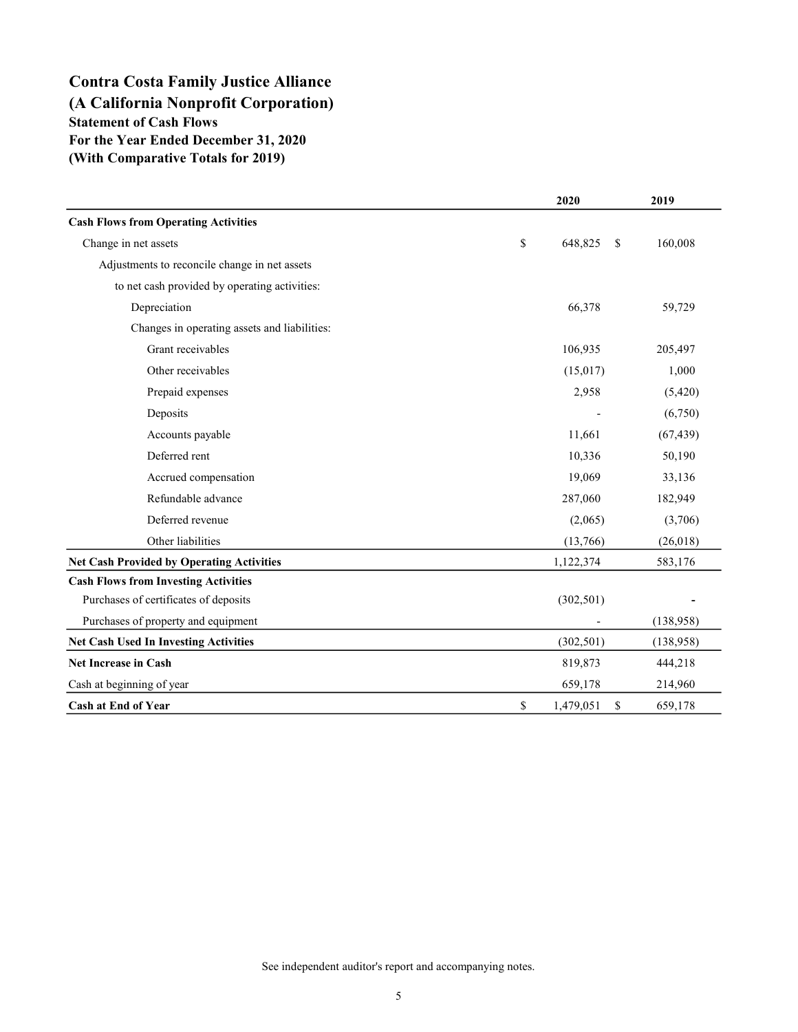# Contra Costa Family Justice Alliance
## (A California Nonprofit Corporation)
### Statement of Cash Flows
### For the Year Ended December 31, 2020
### (With Comparative Totals for 2019)

| | 2020 | 2019 |
|---|---|---|
| **Cash Flows from Operating Activities** | | |
| Change in net assets | $ 648,825 | $ 160,008 |
| Adjustments to reconcile change in net assets | | |
| to net cash provided by operating activities: | | |
| Depreciation | 66,378 | 59,729 |
| Changes in operating assets and liabilities: | | |
| Grant receivables | 106,935 | 205,497 |
| Other receivables | (15,017) | 1,000 |
| Prepaid expenses | 2,958 | (5,420) |
| Deposits | - | (6,750) |
| Accounts payable | 11,661 | (67,439) |
| Deferred rent | 10,336 | 50,190 |
| Accrued compensation | 19,069 | 33,136 |
| Refundable advance | 287,060 | 182,949 |
| Deferred revenue | (2,065) | (3,706) |
| Other liabilities | (13,766) | (26,018) |
| **Net Cash Provided by Operating Activities** | 1,122,374 | 583,176 |
| **Cash Flows from Investing Activities** | | |
| Purchases of certificates of deposits | (302,501) | - |
| Purchases of property and equipment | - | (138,958) |
| **Net Cash Used In Investing Activities** | (302,501) | (138,958) |
| **Net Increase in Cash** | 819,873 | 444,218 |
| Cash at beginning of year | 659,178 | 214,960 |
| **Cash at End of Year** | $ 1,479,051 | $ 659,178 |

See independent auditor's report and accompanying notes.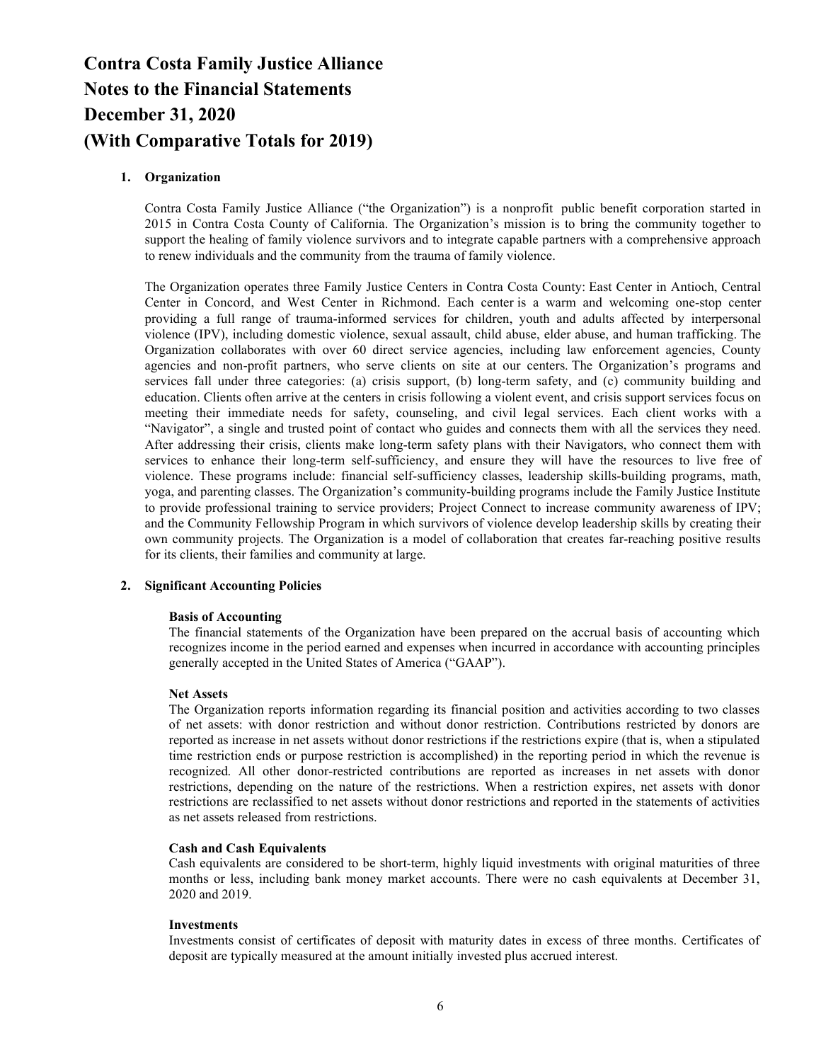# Contra Costa Family Justice Alliance
# Notes to the Financial Statements
# December 31, 2020
# (With Comparative Totals for 2019)

## 1. Organization

Contra Costa Family Justice Alliance ("the Organization") is a nonprofit public benefit corporation started in 2015 in Contra Costa County of California. The Organization's mission is to bring the community together to support the healing of family violence survivors and to integrate capable partners with a comprehensive approach to renew individuals and the community from the trauma of family violence.

The Organization operates three Family Justice Centers in Contra Costa County: East Center in Antioch, Central Center in Concord, and West Center in Richmond. Each center is a warm and welcoming one-stop center providing a full range of trauma-informed services for children, youth and adults affected by interpersonal violence (IPV), including domestic violence, sexual assault, child abuse, elder abuse, and human trafficking. The Organization collaborates with over 60 direct service agencies, including law enforcement agencies, County agencies and non-profit partners, who serve clients on site at our centers. The Organization's programs and services fall under three categories: (a) crisis support, (b) long-term safety, and (c) community building and education. Clients often arrive at the centers in crisis following a violent event, and crisis support services focus on meeting their immediate needs for safety, counseling, and civil legal services. Each client works with a "Navigator", a single and trusted point of contact who guides and connects them with all the services they need. After addressing their crisis, clients make long-term safety plans with their Navigators, who connect them with services to enhance their long-term self-sufficiency, and ensure they will have the resources to live free of violence. These programs include: financial self-sufficiency classes, leadership skills-building programs, math, yoga, and parenting classes. The Organization's community-building programs include the Family Justice Institute to provide professional training to service providers; Project Connect to increase community awareness of IPV; and the Community Fellowship Program in which survivors of violence develop leadership skills by creating their own community projects. The Organization is a model of collaboration that creates far-reaching positive results for its clients, their families and community at large.

## 2. Significant Accounting Policies

**Basis of Accounting**
The financial statements of the Organization have been prepared on the accrual basis of accounting which recognizes income in the period earned and expenses when incurred in accordance with accounting principles generally accepted in the United States of America ("GAAP").

**Net Assets**
The Organization reports information regarding its financial position and activities according to two classes of net assets: with donor restriction and without donor restriction. Contributions restricted by donors are reported as increase in net assets without donor restrictions if the restrictions expire (that is, when a stipulated time restriction ends or purpose restriction is accomplished) in the reporting period in which the revenue is recognized. All other donor-restricted contributions are reported as increases in net assets with donor restrictions, depending on the nature of the restrictions. When a restriction expires, net assets with donor restrictions are reclassified to net assets without donor restrictions and reported in the statements of activities as net assets released from restrictions.

**Cash and Cash Equivalents**
Cash equivalents are considered to be short-term, highly liquid investments with original maturities of three months or less, including bank money market accounts. There were no cash equivalents at December 31, 2020 and 2019.

**Investments**
Investments consist of certificates of deposit with maturity dates in excess of three months. Certificates of deposit are typically measured at the amount initially invested plus accrued interest.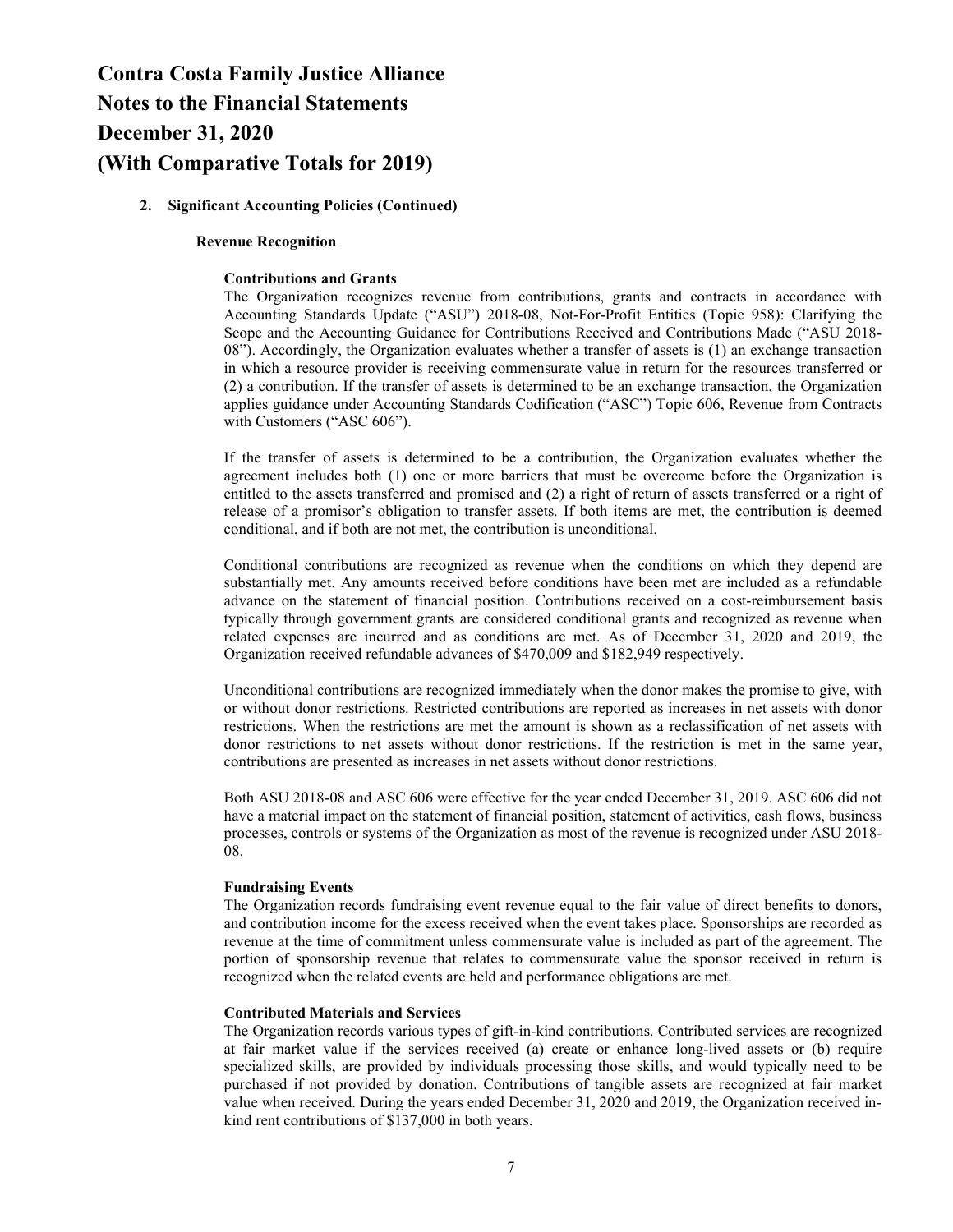# Contra Costa Family Justice Alliance
# Notes to the Financial Statements
# December 31, 2020
# (With Comparative Totals for 2019)

## 2. Significant Accounting Policies (Continued)

### Revenue Recognition

#### Contributions and Grants

The Organization recognizes revenue from contributions, grants and contracts in accordance with Accounting Standards Update ("ASU") 2018-08, Not-For-Profit Entities (Topic 958): Clarifying the Scope and the Accounting Guidance for Contributions Received and Contributions Made ("ASU 2018-08"). Accordingly, the Organization evaluates whether a transfer of assets is (1) an exchange transaction in which a resource provider is receiving commensurate value in return for the resources transferred or (2) a contribution. If the transfer of assets is determined to be an exchange transaction, the Organization applies guidance under Accounting Standards Codification ("ASC") Topic 606, Revenue from Contracts with Customers ("ASC 606").

If the transfer of assets is determined to be a contribution, the Organization evaluates whether the agreement includes both (1) one or more barriers that must be overcome before the Organization is entitled to the assets transferred and promised and (2) a right of return of assets transferred or a right of release of a promisor's obligation to transfer assets. If both items are met, the contribution is deemed conditional, and if both are not met, the contribution is unconditional.

Conditional contributions are recognized as revenue when the conditions on which they depend are substantially met. Any amounts received before conditions have been met are included as a refundable advance on the statement of financial position. Contributions received on a cost-reimbursement basis typically through government grants are considered conditional grants and recognized as revenue when related expenses are incurred and as conditions are met. As of December 31, 2020 and 2019, the Organization received refundable advances of $470,009 and $182,949 respectively.

Unconditional contributions are recognized immediately when the donor makes the promise to give, with or without donor restrictions. Restricted contributions are reported as increases in net assets with donor restrictions. When the restrictions are met the amount is shown as a reclassification of net assets with donor restrictions to net assets without donor restrictions. If the restriction is met in the same year, contributions are presented as increases in net assets without donor restrictions.

Both ASU 2018-08 and ASC 606 were effective for the year ended December 31, 2019. ASC 606 did not have a material impact on the statement of financial position, statement of activities, cash flows, business processes, controls or systems of the Organization as most of the revenue is recognized under ASU 2018-08.

#### Fundraising Events

The Organization records fundraising event revenue equal to the fair value of direct benefits to donors, and contribution income for the excess received when the event takes place. Sponsorships are recorded as revenue at the time of commitment unless commensurate value is included as part of the agreement. The portion of sponsorship revenue that relates to commensurate value the sponsor received in return is recognized when the related events are held and performance obligations are met.

#### Contributed Materials and Services

The Organization records various types of gift-in-kind contributions. Contributed services are recognized at fair market value if the services received (a) create or enhance long-lived assets or (b) require specialized skills, are provided by individuals processing those skills, and would typically need to be purchased if not provided by donation. Contributions of tangible assets are recognized at fair market value when received. During the years ended December 31, 2020 and 2019, the Organization received in-kind rent contributions of $137,000 in both years.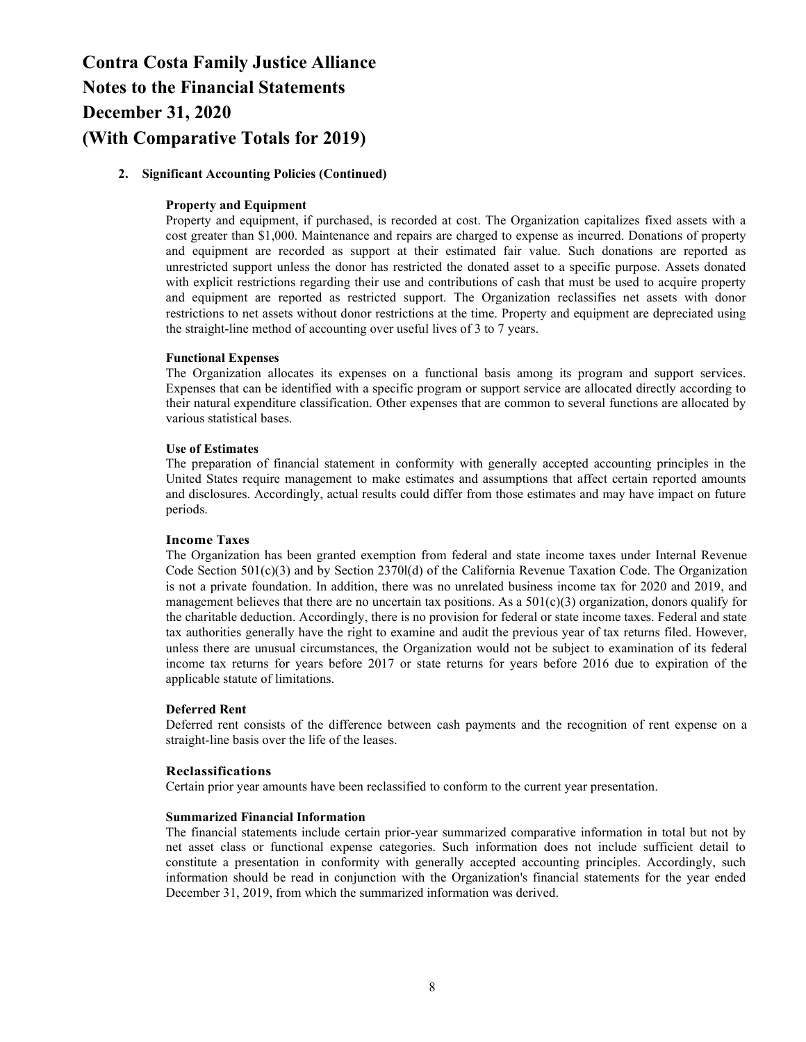# Contra Costa Family Justice Alliance
# Notes to the Financial Statements
# December 31, 2020
# (With Comparative Totals for 2019)

## 2. Significant Accounting Policies (Continued)

### Property and Equipment

Property and equipment, if purchased, is recorded at cost. The Organization capitalizes fixed assets with a cost greater than $1,000. Maintenance and repairs are charged to expense as incurred. Donations of property and equipment are recorded as support at their estimated fair value. Such donations are reported as unrestricted support unless the donor has restricted the donated asset to a specific purpose. Assets donated with explicit restrictions regarding their use and contributions of cash that must be used to acquire property and equipment are reported as restricted support. The Organization reclassifies net assets with donor restrictions to net assets without donor restrictions at the time. Property and equipment are depreciated using the straight-line method of accounting over useful lives of 3 to 7 years.

### Functional Expenses

The Organization allocates its expenses on a functional basis among its program and support services. Expenses that can be identified with a specific program or support service are allocated directly according to their natural expenditure classification. Other expenses that are common to several functions are allocated by various statistical bases.

### Use of Estimates

The preparation of financial statement in conformity with generally accepted accounting principles in the United States require management to make estimates and assumptions that affect certain reported amounts and disclosures. Accordingly, actual results could differ from those estimates and may have impact on future periods.

### Income Taxes

The Organization has been granted exemption from federal and state income taxes under Internal Revenue Code Section 501(c)(3) and by Section 2370l(d) of the California Revenue Taxation Code. The Organization is not a private foundation. In addition, there was no unrelated business income tax for 2020 and 2019, and management believes that there are no uncertain tax positions. As a 501(c)(3) organization, donors qualify for the charitable deduction. Accordingly, there is no provision for federal or state income taxes. Federal and state tax authorities generally have the right to examine and audit the previous year of tax returns filed. However, unless there are unusual circumstances, the Organization would not be subject to examination of its federal income tax returns for years before 2017 or state returns for years before 2016 due to expiration of the applicable statute of limitations.

### Deferred Rent

Deferred rent consists of the difference between cash payments and the recognition of rent expense on a straight-line basis over the life of the leases.

### Reclassifications

Certain prior year amounts have been reclassified to conform to the current year presentation.

### Summarized Financial Information

The financial statements include certain prior-year summarized comparative information in total but not by net asset class or functional expense categories. Such information does not include sufficient detail to constitute a presentation in conformity with generally accepted accounting principles. Accordingly, such information should be read in conjunction with the Organization's financial statements for the year ended December 31, 2019, from which the summarized information was derived.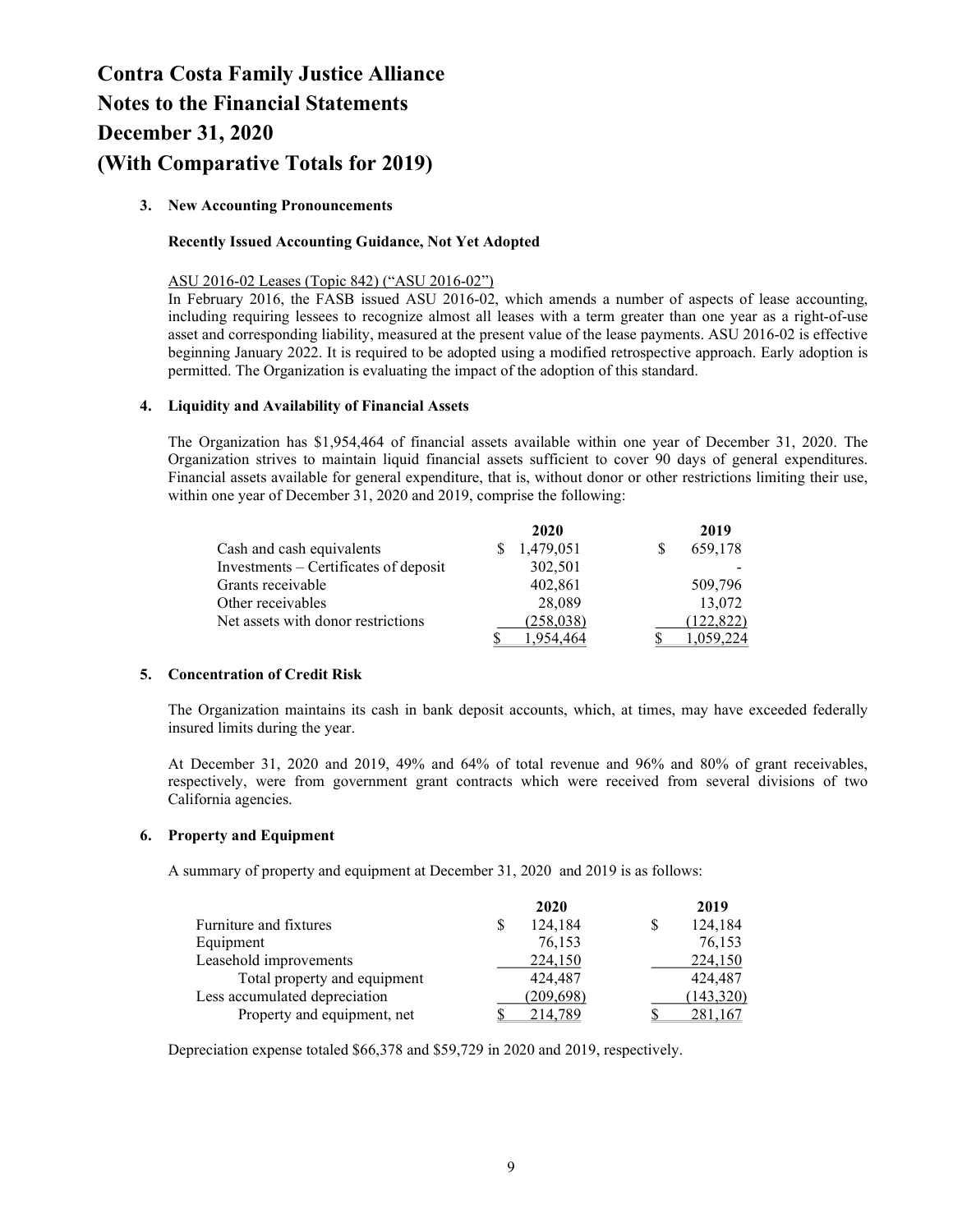# Contra Costa Family Justice Alliance
# Notes to the Financial Statements
# December 31, 2020
# (With Comparative Totals for 2019)

**3. New Accounting Pronouncements**

**Recently Issued Accounting Guidance, Not Yet Adopted**

ASU 2016-02 Leases (Topic 842) ("ASU 2016-02")

In February 2016, the FASB issued ASU 2016-02, which amends a number of aspects of lease accounting, including requiring lessees to recognize almost all leases with a term greater than one year as a right-of-use asset and corresponding liability, measured at the present value of the lease payments. ASU 2016-02 is effective beginning January 2022. It is required to be adopted using a modified retrospective approach. Early adoption is permitted. The Organization is evaluating the impact of the adoption of this standard.

**4. Liquidity and Availability of Financial Assets**

The Organization has $1,954,464 of financial assets available within one year of December 31, 2020. The Organization strives to maintain liquid financial assets sufficient to cover 90 days of general expenditures. Financial assets available for general expenditure, that is, without donor or other restrictions limiting their use, within one year of December 31, 2020 and 2019, comprise the following:

| | 2020 | 2019 |
|---|---|---|
| Cash and cash equivalents | $ 1,479,051 | $ 659,178 |
| Investments – Certificates of deposit | 302,501 | - |
| Grants receivable | 402,861 | 509,796 |
| Other receivables | 28,089 | 13,072 |
| Net assets with donor restrictions | (258,038) | (122,822) |
| | $ 1,954,464 | $ 1,059,224 |

**5. Concentration of Credit Risk**

The Organization maintains its cash in bank deposit accounts, which, at times, may have exceeded federally insured limits during the year.

At December 31, 2020 and 2019, 49% and 64% of total revenue and 96% and 80% of grant receivables, respectively, were from government grant contracts which were received from several divisions of two California agencies.

**6. Property and Equipment**

A summary of property and equipment at December 31, 2020 and 2019 is as follows:

| | 2020 | 2019 |
|---|---|---|
| Furniture and fixtures | $ 124,184 | $ 124,184 |
| Equipment | 76,153 | 76,153 |
| Leasehold improvements | 224,150 | 224,150 |
| Total property and equipment | 424,487 | 424,487 |
| Less accumulated depreciation | (209,698) | (143,320) |
| Property and equipment, net | $ 214,789 | $ 281,167 |

Depreciation expense totaled $66,378 and $59,729 in 2020 and 2019, respectively.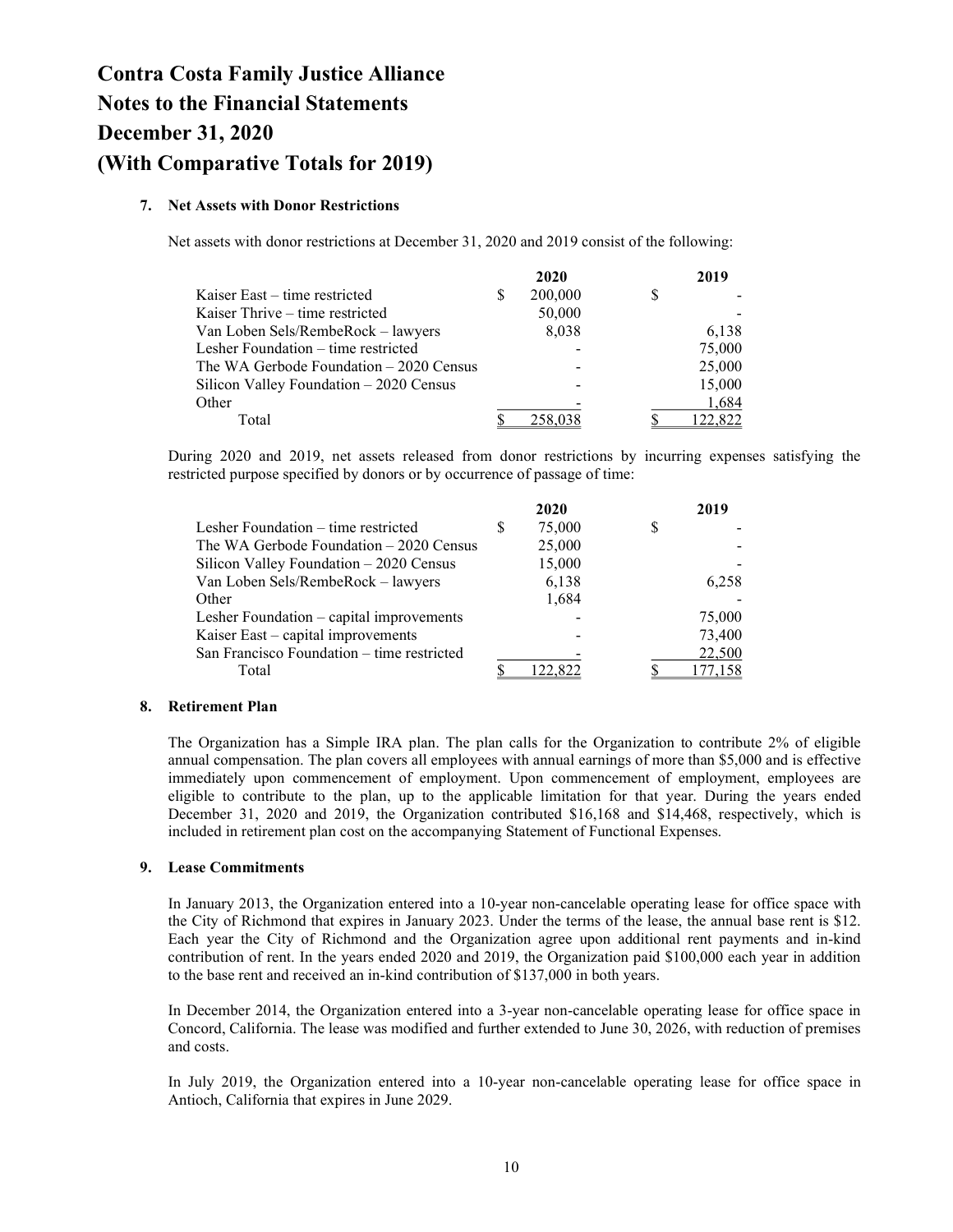# Contra Costa Family Justice Alliance
# Notes to the Financial Statements
# December 31, 2020
# (With Comparative Totals for 2019)

**7. Net Assets with Donor Restrictions**

Net assets with donor restrictions at December 31, 2020 and 2019 consist of the following:

| | 2020 | 2019 |
|---|---|---|
| Kaiser East – time restricted | $ 200,000 | $ - |
| Kaiser Thrive – time restricted | 50,000 | - |
| Van Loben Sels/RembeRock – lawyers | 8,038 | 6,138 |
| Lesher Foundation – time restricted | - | 75,000 |
| The WA Gerbode Foundation – 2020 Census | - | 25,000 |
| Silicon Valley Foundation – 2020 Census | - | 15,000 |
| Other | - | 1,684 |
| Total | $ 258,038 | $ 122,822 |

During 2020 and 2019, net assets released from donor restrictions by incurring expenses satisfying the restricted purpose specified by donors or by occurrence of passage of time:

| | 2020 | 2019 |
|---|---|---|
| Lesher Foundation – time restricted | $ 75,000 | $ - |
| The WA Gerbode Foundation – 2020 Census | 25,000 | - |
| Silicon Valley Foundation – 2020 Census | 15,000 | - |
| Van Loben Sels/RembeRock – lawyers | 6,138 | 6,258 |
| Other | 1,684 | - |
| Lesher Foundation – capital improvements | - | 75,000 |
| Kaiser East – capital improvements | - | 73,400 |
| San Francisco Foundation – time restricted | - | 22,500 |
| Total | $ 122,822 | $ 177,158 |

**8. Retirement Plan**

The Organization has a Simple IRA plan. The plan calls for the Organization to contribute 2% of eligible annual compensation. The plan covers all employees with annual earnings of more than $5,000 and is effective immediately upon commencement of employment. Upon commencement of employment, employees are eligible to contribute to the plan, up to the applicable limitation for that year. During the years ended December 31, 2020 and 2019, the Organization contributed $16,168 and $14,468, respectively, which is included in retirement plan cost on the accompanying Statement of Functional Expenses.

**9. Lease Commitments**

In January 2013, the Organization entered into a 10-year non-cancelable operating lease for office space with the City of Richmond that expires in January 2023. Under the terms of the lease, the annual base rent is $12. Each year the City of Richmond and the Organization agree upon additional rent payments and in-kind contribution of rent. In the years ended 2020 and 2019, the Organization paid $100,000 each year in addition to the base rent and received an in-kind contribution of $137,000 in both years.

In December 2014, the Organization entered into a 3-year non-cancelable operating lease for office space in Concord, California. The lease was modified and further extended to June 30, 2026, with reduction of premises and costs.

In July 2019, the Organization entered into a 10-year non-cancelable operating lease for office space in Antioch, California that expires in June 2029.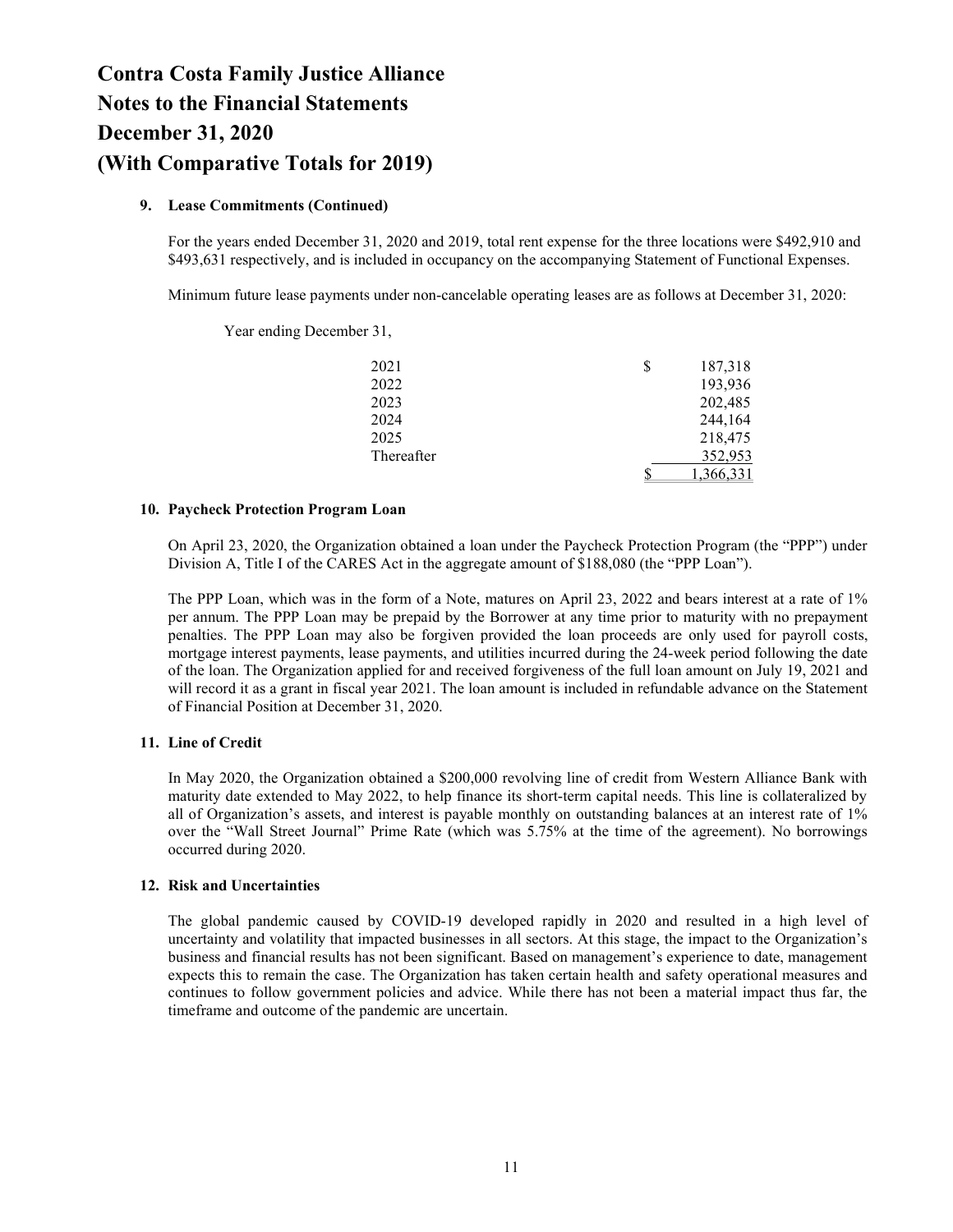# Contra Costa Family Justice Alliance
# Notes to the Financial Statements
# December 31, 2020
# (With Comparative Totals for 2019)

### 9. Lease Commitments (Continued)

For the years ended December 31, 2020 and 2019, total rent expense for the three locations were $492,910 and $493,631 respectively, and is included in occupancy on the accompanying Statement of Functional Expenses.

Minimum future lease payments under non-cancelable operating leases are as follows at December 31, 2020:

Year ending December 31,

| | | |
|---|---|---|
| 2021 | $ | 187,318 |
| 2022 | | 193,936 |
| 2023 | | 202,485 |
| 2024 | | 244,164 |
| 2025 | | 218,475 |
| Thereafter | | 352,953 |
| | $ | 1,366,331 |

### 10. Paycheck Protection Program Loan

On April 23, 2020, the Organization obtained a loan under the Paycheck Protection Program (the "PPP") under Division A, Title I of the CARES Act in the aggregate amount of $188,080 (the "PPP Loan").

The PPP Loan, which was in the form of a Note, matures on April 23, 2022 and bears interest at a rate of 1% per annum. The PPP Loan may be prepaid by the Borrower at any time prior to maturity with no prepayment penalties. The PPP Loan may also be forgiven provided the loan proceeds are only used for payroll costs, mortgage interest payments, lease payments, and utilities incurred during the 24-week period following the date of the loan. The Organization applied for and received forgiveness of the full loan amount on July 19, 2021 and will record it as a grant in fiscal year 2021. The loan amount is included in refundable advance on the Statement of Financial Position at December 31, 2020.

### 11. Line of Credit

In May 2020, the Organization obtained a $200,000 revolving line of credit from Western Alliance Bank with maturity date extended to May 2022, to help finance its short-term capital needs. This line is collateralized by all of Organization's assets, and interest is payable monthly on outstanding balances at an interest rate of 1% over the "Wall Street Journal" Prime Rate (which was 5.75% at the time of the agreement). No borrowings occurred during 2020.

### 12. Risk and Uncertainties

The global pandemic caused by COVID-19 developed rapidly in 2020 and resulted in a high level of uncertainty and volatility that impacted businesses in all sectors. At this stage, the impact to the Organization's business and financial results has not been significant. Based on management's experience to date, management expects this to remain the case. The Organization has taken certain health and safety operational measures and continues to follow government policies and advice. While there has not been a material impact thus far, the timeframe and outcome of the pandemic are uncertain.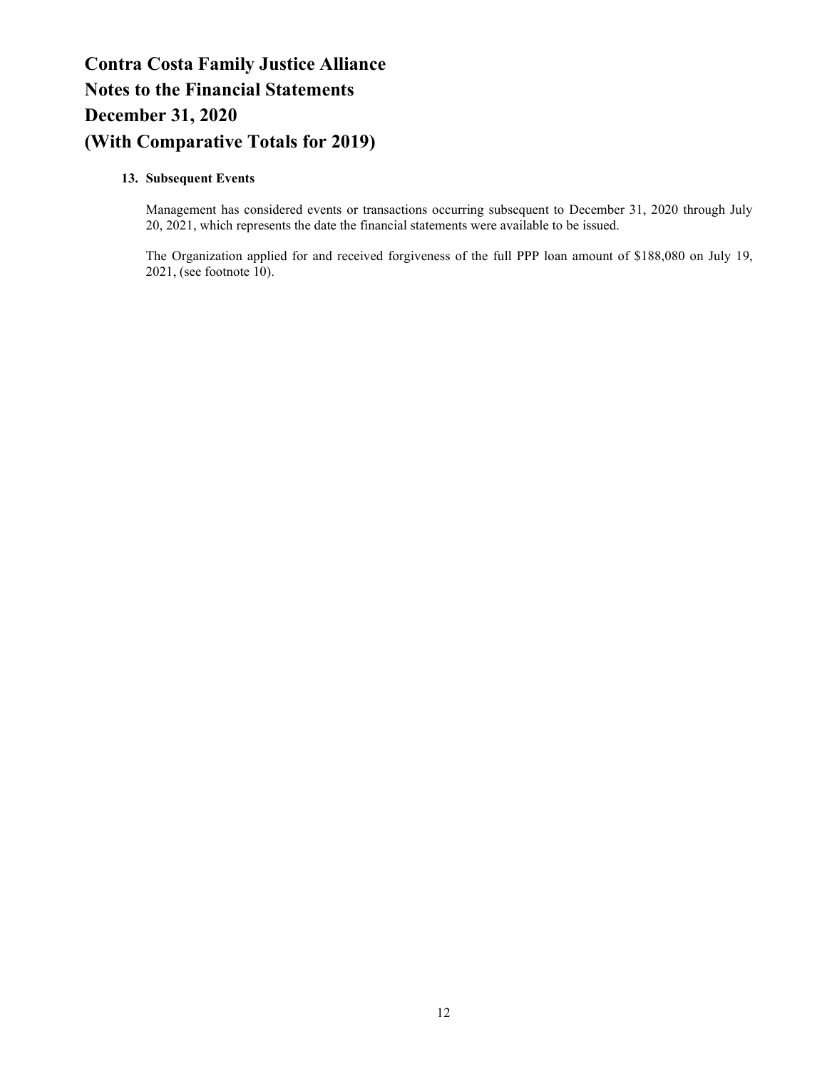# Contra Costa Family Justice Alliance
# Notes to the Financial Statements
# December 31, 2020
# (With Comparative Totals for 2019)

**13. Subsequent Events**

Management has considered events or transactions occurring subsequent to December 31, 2020 through July 20, 2021, which represents the date the financial statements were available to be issued.

The Organization applied for and received forgiveness of the full PPP loan amount of $188,080 on July 19, 2021, (see footnote 10).